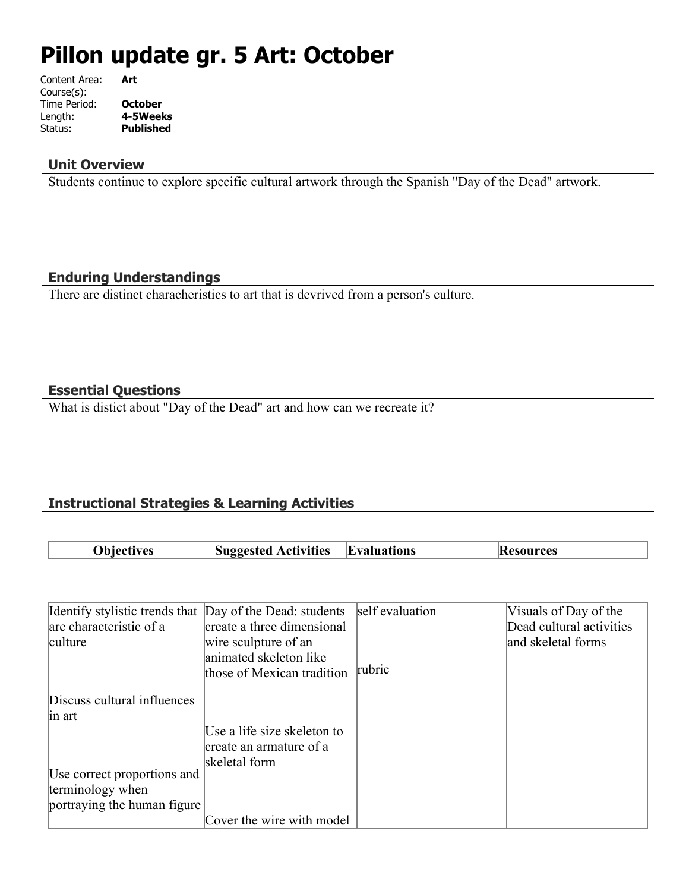# Pillon update gr. 5 Art: October

Content Area: **Art**
Course(s):
Time Period: **October**
Length: **4-5Weeks**
Status: **Published**

## Unit Overview

Students continue to explore specific cultural artwork through the Spanish "Day of the Dead" artwork.

## Enduring Understandings

There are distinct characheristics to art that is devrived from a person's culture.

## Essential Questions

What is distict about "Day of the Dead" art and how can we recreate it?

## Instructional Strategies & Learning Activities

| Objectives | Suggested Activities | Evaluations | Resources |
|---|---|---|---|
| Identify stylistic trends that are characteristic of a culture<br><br>Discuss cultural influences in art<br><br>Use correct proportions and terminology when portraying the human figure | Day of the Dead: students create a three dimensional wire sculpture of an animated skeleton like those of Mexican tradition<br><br>Use a life size skeleton to create an armature of a skeletal form<br><br>Cover the wire with model | self evaluation<br><br>rubric | Visuals of Day of the Dead cultural activities and skeletal forms |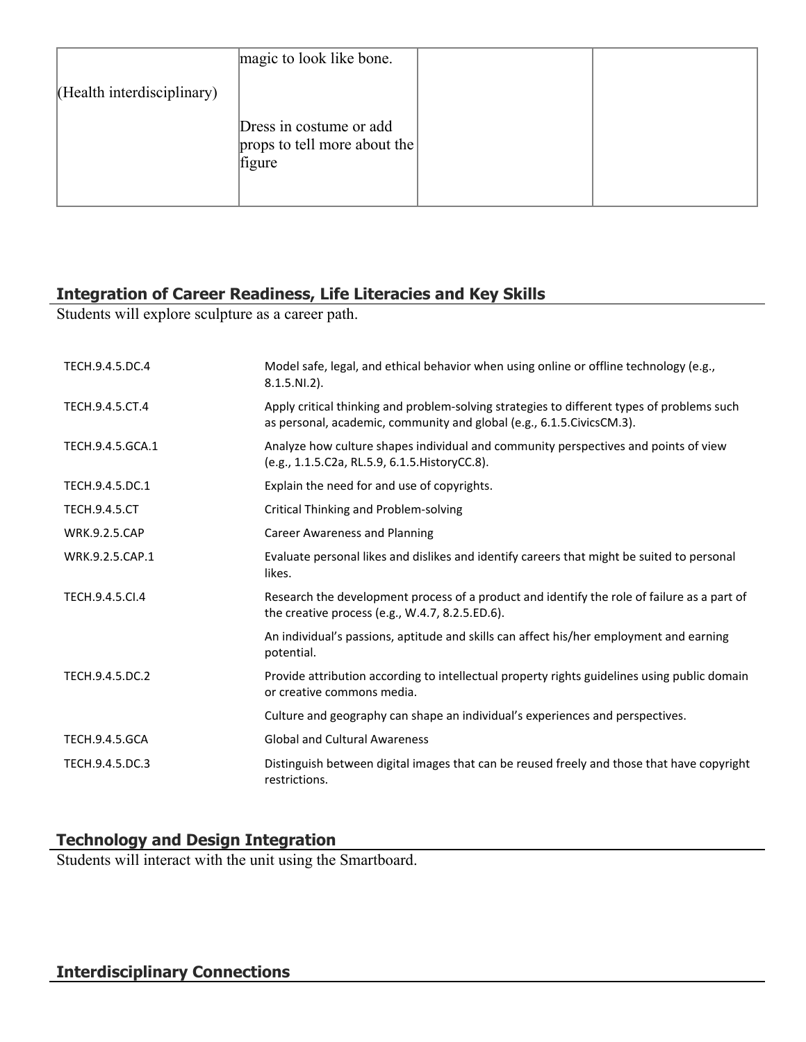| (Health interdisciplinary) | magic to look like bone.<br><br>Dress in costume or add props to tell more about the figure | | |
|---|---|---|---|

## Integration of Career Readiness, Life Literacies and Key Skills

Students will explore sculpture as a career path.

| | |
|---|---|
| TECH.9.4.5.DC.4 | Model safe, legal, and ethical behavior when using online or offline technology (e.g., 8.1.5.NI.2). |
| TECH.9.4.5.CT.4 | Apply critical thinking and problem-solving strategies to different types of problems such as personal, academic, community and global (e.g., 6.1.5.CivicsCM.3). |
| TECH.9.4.5.GCA.1 | Analyze how culture shapes individual and community perspectives and points of view (e.g., 1.1.5.C2a, RL.5.9, 6.1.5.HistoryCC.8). |
| TECH.9.4.5.DC.1 | Explain the need for and use of copyrights. |
| TECH.9.4.5.CT | Critical Thinking and Problem-solving |
| WRK.9.2.5.CAP | Career Awareness and Planning |
| WRK.9.2.5.CAP.1 | Evaluate personal likes and dislikes and identify careers that might be suited to personal likes. |
| TECH.9.4.5.CI.4 | Research the development process of a product and identify the role of failure as a part of the creative process (e.g., W.4.7, 8.2.5.ED.6). |
| | An individual's passions, aptitude and skills can affect his/her employment and earning potential. |
| TECH.9.4.5.DC.2 | Provide attribution according to intellectual property rights guidelines using public domain or creative commons media. |
| | Culture and geography can shape an individual's experiences and perspectives. |
| TECH.9.4.5.GCA | Global and Cultural Awareness |
| TECH.9.4.5.DC.3 | Distinguish between digital images that can be reused freely and those that have copyright restrictions. |

## Technology and Design Integration

Students will interact with the unit using the Smartboard.

## Interdisciplinary Connections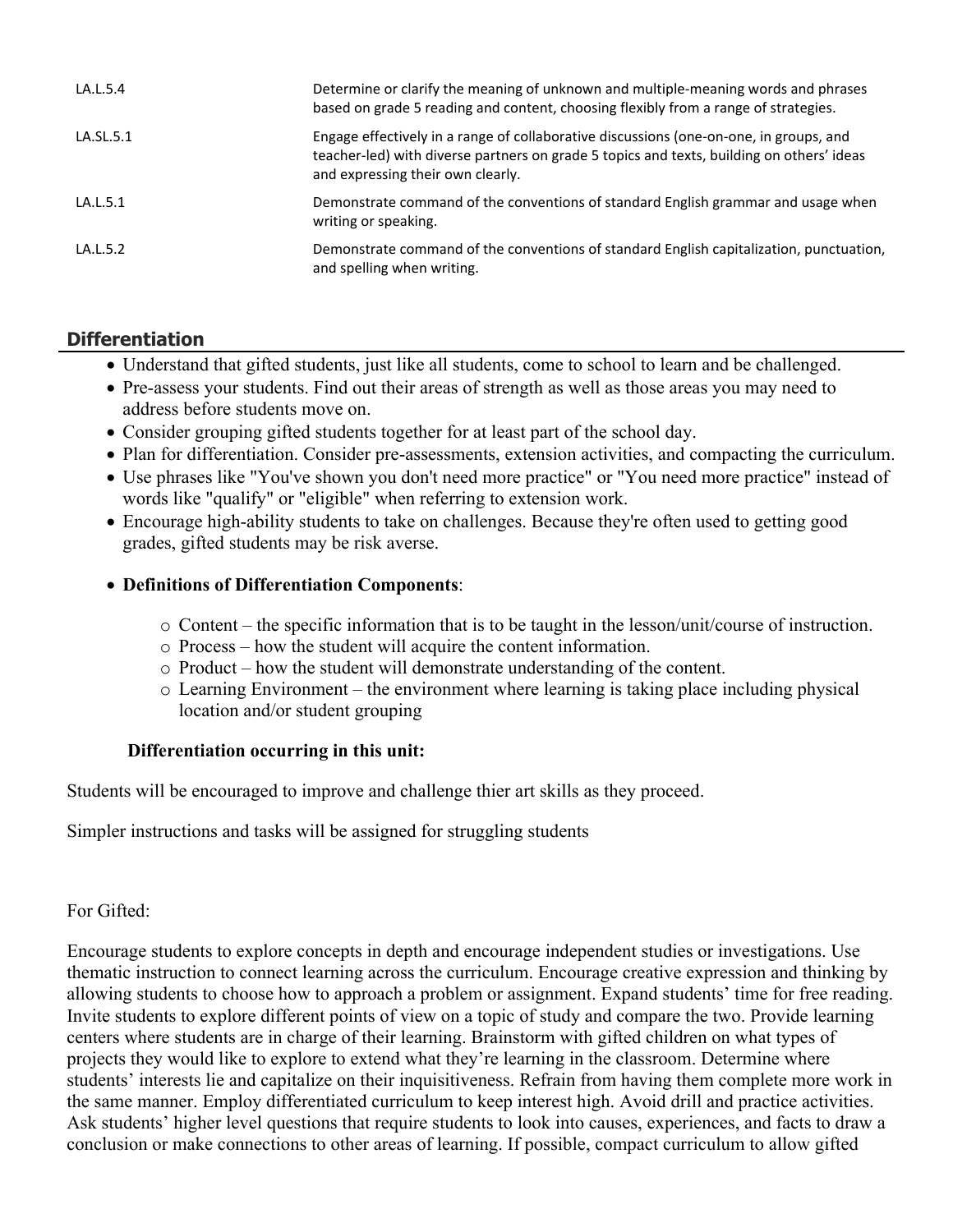| | |
|---|---|
| LA.L.5.4 | Determine or clarify the meaning of unknown and multiple-meaning words and phrases based on grade 5 reading and content, choosing flexibly from a range of strategies. |
| LA.SL.5.1 | Engage effectively in a range of collaborative discussions (one-on-one, in groups, and teacher-led) with diverse partners on grade 5 topics and texts, building on others' ideas and expressing their own clearly. |
| LA.L.5.1 | Demonstrate command of the conventions of standard English grammar and usage when writing or speaking. |
| LA.L.5.2 | Demonstrate command of the conventions of standard English capitalization, punctuation, and spelling when writing. |

## Differentiation

- Understand that gifted students, just like all students, come to school to learn and be challenged.
- Pre-assess your students. Find out their areas of strength as well as those areas you may need to address before students move on.
- Consider grouping gifted students together for at least part of the school day.
- Plan for differentiation. Consider pre-assessments, extension activities, and compacting the curriculum.
- Use phrases like "You've shown you don't need more practice" or "You need more practice" instead of words like "qualify" or "eligible" when referring to extension work.
- Encourage high-ability students to take on challenges. Because they're often used to getting good grades, gifted students may be risk averse.
- **Definitions of Differentiation Components**:
  - Content – the specific information that is to be taught in the lesson/unit/course of instruction.
  - Process – how the student will acquire the content information.
  - Product – how the student will demonstrate understanding of the content.
  - Learning Environment – the environment where learning is taking place including physical location and/or student grouping

**Differentiation occurring in this unit:**

Students will be encouraged to improve and challenge thier art skills as they proceed.

Simpler instructions and tasks will be assigned for struggling students

For Gifted:

Encourage students to explore concepts in depth and encourage independent studies or investigations. Use thematic instruction to connect learning across the curriculum. Encourage creative expression and thinking by allowing students to choose how to approach a problem or assignment. Expand students' time for free reading. Invite students to explore different points of view on a topic of study and compare the two. Provide learning centers where students are in charge of their learning. Brainstorm with gifted children on what types of projects they would like to explore to extend what they're learning in the classroom. Determine where students' interests lie and capitalize on their inquisitiveness. Refrain from having them complete more work in the same manner. Employ differentiated curriculum to keep interest high. Avoid drill and practice activities. Ask students' higher level questions that require students to look into causes, experiences, and facts to draw a conclusion or make connections to other areas of learning. If possible, compact curriculum to allow gifted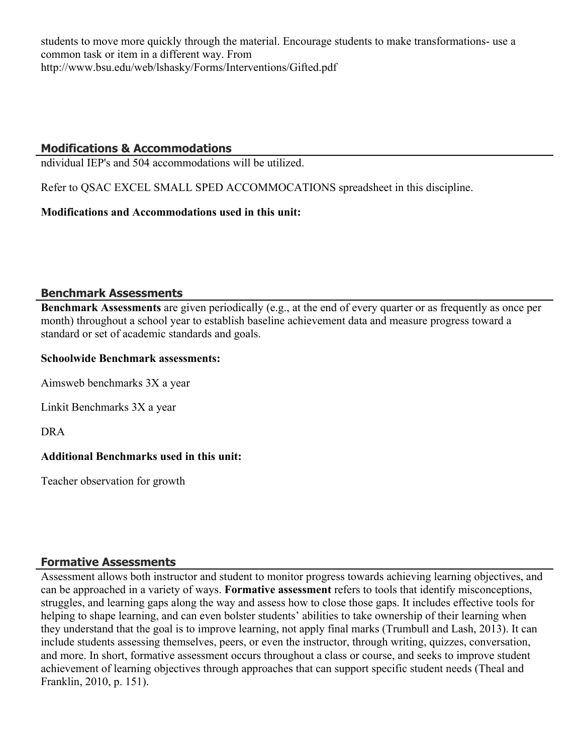students to move more quickly through the material. Encourage students to make transformations- use a common task or item in a different way. From http://www.bsu.edu/web/lshasky/Forms/Interventions/Gifted.pdf

## Modifications & Accommodations

ndividual IEP's and 504 accommodations will be utilized.

Refer to QSAC EXCEL SMALL SPED ACCOMMOCATIONS spreadsheet in this discipline.

**Modifications and Accommodations used in this unit:**

## Benchmark Assessments

**Benchmark Assessments** are given periodically (e.g., at the end of every quarter or as frequently as once per month) throughout a school year to establish baseline achievement data and measure progress toward a standard or set of academic standards and goals.

**Schoolwide Benchmark assessments:**

Aimsweb benchmarks 3X a year

Linkit Benchmarks 3X a year

DRA

**Additional Benchmarks used in this unit:**

Teacher observation for growth

## Formative Assessments

Assessment allows both instructor and student to monitor progress towards achieving learning objectives, and can be approached in a variety of ways. **Formative assessment** refers to tools that identify misconceptions, struggles, and learning gaps along the way and assess how to close those gaps. It includes effective tools for helping to shape learning, and can even bolster students' abilities to take ownership of their learning when they understand that the goal is to improve learning, not apply final marks (Trumbull and Lash, 2013). It can include students assessing themselves, peers, or even the instructor, through writing, quizzes, conversation, and more. In short, formative assessment occurs throughout a class or course, and seeks to improve student achievement of learning objectives through approaches that can support specific student needs (Theal and Franklin, 2010, p. 151).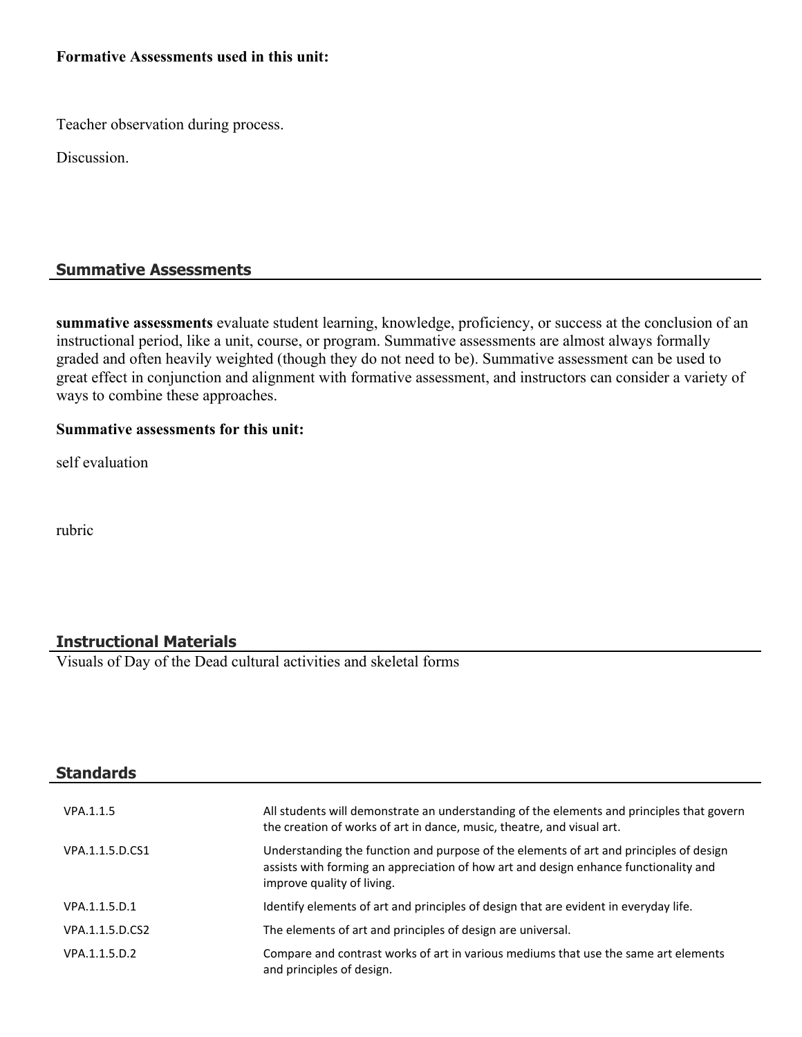**Formative Assessments used in this unit:**

Teacher observation during process.

Discussion.

## Summative Assessments

**summative assessments** evaluate student learning, knowledge, proficiency, or success at the conclusion of an instructional period, like a unit, course, or program. Summative assessments are almost always formally graded and often heavily weighted (though they do not need to be). Summative assessment can be used to great effect in conjunction and alignment with formative assessment, and instructors can consider a variety of ways to combine these approaches.

**Summative assessments for this unit:**

self evaluation

rubric

## Instructional Materials

Visuals of Day of the Dead cultural activities and skeletal forms

## Standards

| | |
|---|---|
| VPA.1.1.5 | All students will demonstrate an understanding of the elements and principles that govern the creation of works of art in dance, music, theatre, and visual art. |
| VPA.1.1.5.D.CS1 | Understanding the function and purpose of the elements of art and principles of design assists with forming an appreciation of how art and design enhance functionality and improve quality of living. |
| VPA.1.1.5.D.1 | Identify elements of art and principles of design that are evident in everyday life. |
| VPA.1.1.5.D.CS2 | The elements of art and principles of design are universal. |
| VPA.1.1.5.D.2 | Compare and contrast works of art in various mediums that use the same art elements and principles of design. |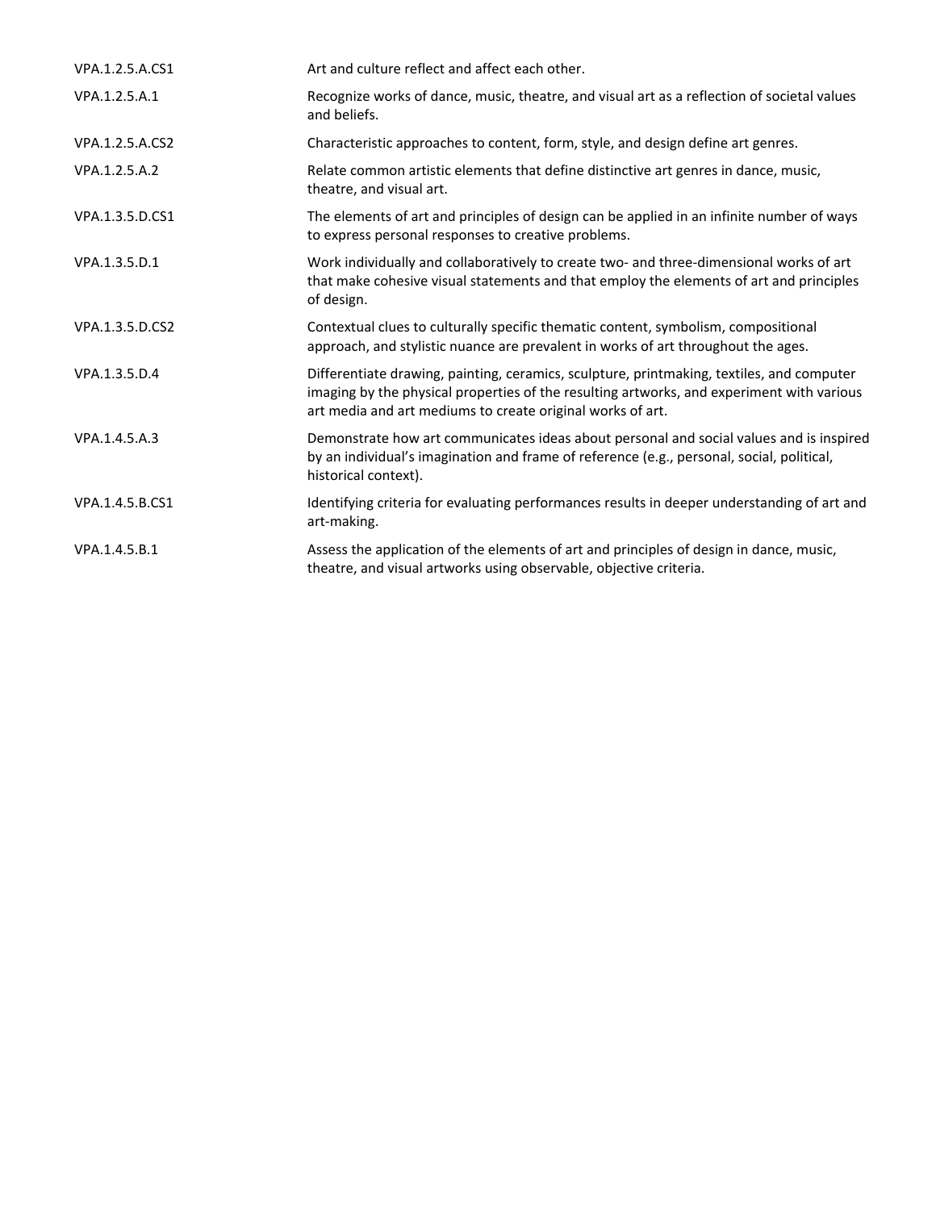| | |
|---|---|
| VPA.1.2.5.A.CS1 | Art and culture reflect and affect each other. |
| VPA.1.2.5.A.1 | Recognize works of dance, music, theatre, and visual art as a reflection of societal values and beliefs. |
| VPA.1.2.5.A.CS2 | Characteristic approaches to content, form, style, and design define art genres. |
| VPA.1.2.5.A.2 | Relate common artistic elements that define distinctive art genres in dance, music, theatre, and visual art. |
| VPA.1.3.5.D.CS1 | The elements of art and principles of design can be applied in an infinite number of ways to express personal responses to creative problems. |
| VPA.1.3.5.D.1 | Work individually and collaboratively to create two- and three-dimensional works of art that make cohesive visual statements and that employ the elements of art and principles of design. |
| VPA.1.3.5.D.CS2 | Contextual clues to culturally specific thematic content, symbolism, compositional approach, and stylistic nuance are prevalent in works of art throughout the ages. |
| VPA.1.3.5.D.4 | Differentiate drawing, painting, ceramics, sculpture, printmaking, textiles, and computer imaging by the physical properties of the resulting artworks, and experiment with various art media and art mediums to create original works of art. |
| VPA.1.4.5.A.3 | Demonstrate how art communicates ideas about personal and social values and is inspired by an individual's imagination and frame of reference (e.g., personal, social, political, historical context). |
| VPA.1.4.5.B.CS1 | Identifying criteria for evaluating performances results in deeper understanding of art and art-making. |
| VPA.1.4.5.B.1 | Assess the application of the elements of art and principles of design in dance, music, theatre, and visual artworks using observable, objective criteria. |